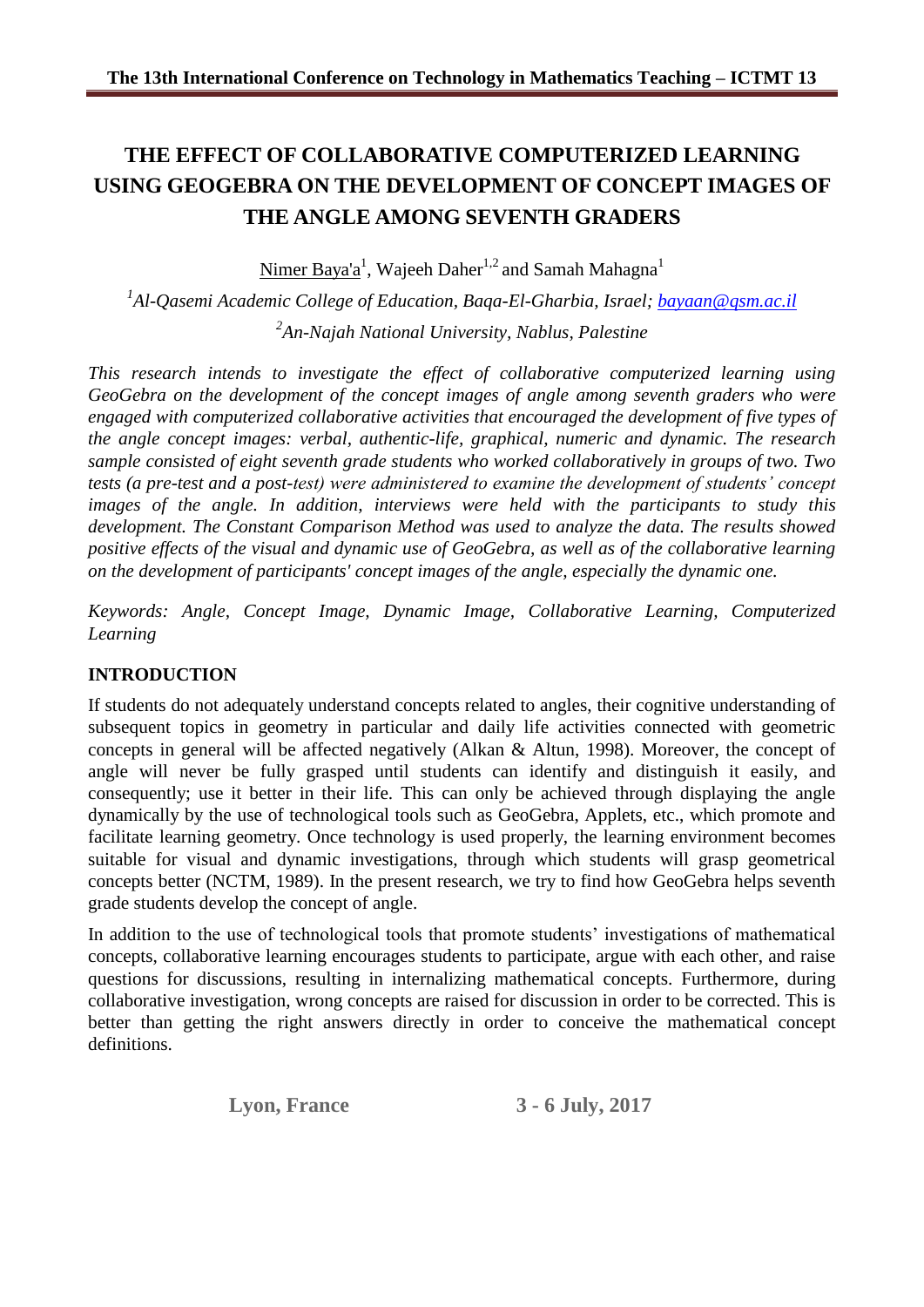# THE EFFECT OF COLLABORATIVE COMPUTERIZED LEARNING USING GEOGEBRA ON THE DEVELOPMENT OF CONCEPT IMAGES OF THE ANGLE AMONG SEVENTH GRADERS

Nimer Baya'a[1], Wajeeh Daher[1,2] and Samah Mahagna[1]

[1]*Al-Qasemi Academic College of Education, Baqa-El-Gharbia, Israel; bayaan@qsm.ac.il*

[2]*An-Najah National University, Nablus, Palestine*

*This research intends to investigate the effect of collaborative computerized learning using GeoGebra on the development of the concept images of angle among seventh graders who were engaged with computerized collaborative activities that encouraged the development of five types of the angle concept images: verbal, authentic-life, graphical, numeric and dynamic. The research sample consisted of eight seventh grade students who worked collaboratively in groups of two. Two tests (a pre-test and a post-test) were administered to examine the development of students' concept images of the angle. In addition, interviews were held with the participants to study this development. The Constant Comparison Method was used to analyze the data. The results showed positive effects of the visual and dynamic use of GeoGebra, as well as of the collaborative learning on the development of participants' concept images of the angle, especially the dynamic one.*

*Keywords: Angle, Concept Image, Dynamic Image, Collaborative Learning, Computerized Learning*

## INTRODUCTION

If students do not adequately understand concepts related to angles, their cognitive understanding of subsequent topics in geometry in particular and daily life activities connected with geometric concepts in general will be affected negatively (Alkan & Altun, 1998). Moreover, the concept of angle will never be fully grasped until students can identify and distinguish it easily, and consequently; use it better in their life. This can only be achieved through displaying the angle dynamically by the use of technological tools such as GeoGebra, Applets, etc., which promote and facilitate learning geometry. Once technology is used properly, the learning environment becomes suitable for visual and dynamic investigations, through which students will grasp geometrical concepts better (NCTM, 1989). In the present research, we try to find how GeoGebra helps seventh grade students develop the concept of angle.

In addition to the use of technological tools that promote students' investigations of mathematical concepts, collaborative learning encourages students to participate, argue with each other, and raise questions for discussions, resulting in internalizing mathematical concepts. Furthermore, during collaborative investigation, wrong concepts are raised for discussion in order to be corrected. This is better than getting the right answers directly in order to conceive the mathematical concept definitions.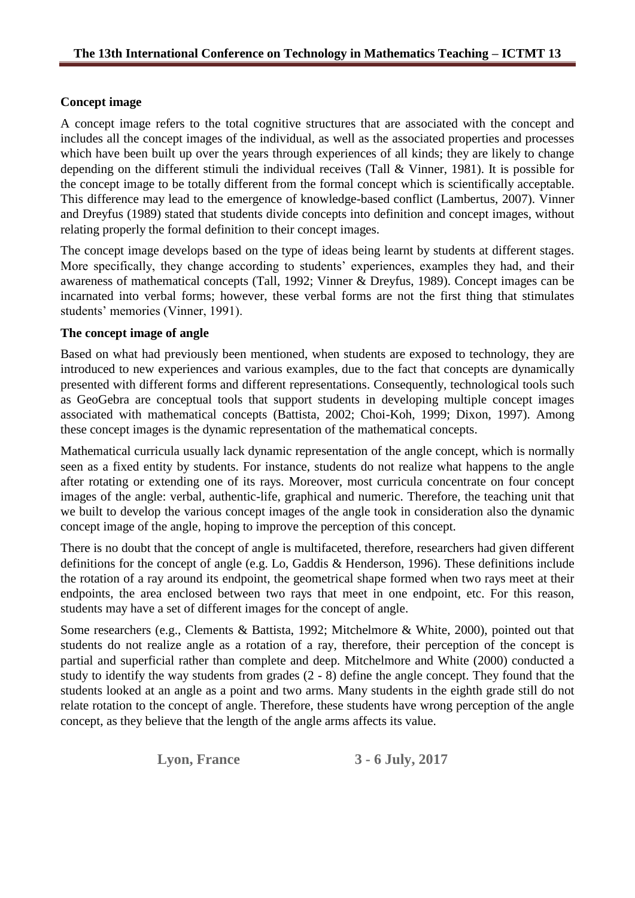## Concept image

A concept image refers to the total cognitive structures that are associated with the concept and includes all the concept images of the individual, as well as the associated properties and processes which have been built up over the years through experiences of all kinds; they are likely to change depending on the different stimuli the individual receives (Tall & Vinner, 1981). It is possible for the concept image to be totally different from the formal concept which is scientifically acceptable. This difference may lead to the emergence of knowledge-based conflict (Lambertus, 2007). Vinner and Dreyfus (1989) stated that students divide concepts into definition and concept images, without relating properly the formal definition to their concept images.

The concept image develops based on the type of ideas being learnt by students at different stages. More specifically, they change according to students' experiences, examples they had, and their awareness of mathematical concepts (Tall, 1992; Vinner & Dreyfus, 1989). Concept images can be incarnated into verbal forms; however, these verbal forms are not the first thing that stimulates students' memories (Vinner, 1991).

## The concept image of angle

Based on what had previously been mentioned, when students are exposed to technology, they are introduced to new experiences and various examples, due to the fact that concepts are dynamically presented with different forms and different representations. Consequently, technological tools such as GeoGebra are conceptual tools that support students in developing multiple concept images associated with mathematical concepts (Battista, 2002; Choi-Koh, 1999; Dixon, 1997). Among these concept images is the dynamic representation of the mathematical concepts.

Mathematical curricula usually lack dynamic representation of the angle concept, which is normally seen as a fixed entity by students. For instance, students do not realize what happens to the angle after rotating or extending one of its rays. Moreover, most curricula concentrate on four concept images of the angle: verbal, authentic-life, graphical and numeric. Therefore, the teaching unit that we built to develop the various concept images of the angle took in consideration also the dynamic concept image of the angle, hoping to improve the perception of this concept.

There is no doubt that the concept of angle is multifaceted, therefore, researchers had given different definitions for the concept of angle (e.g. Lo, Gaddis & Henderson, 1996). These definitions include the rotation of a ray around its endpoint, the geometrical shape formed when two rays meet at their endpoints, the area enclosed between two rays that meet in one endpoint, etc. For this reason, students may have a set of different images for the concept of angle.

Some researchers (e.g., Clements & Battista, 1992; Mitchelmore & White, 2000), pointed out that students do not realize angle as a rotation of a ray, therefore, their perception of the concept is partial and superficial rather than complete and deep. Mitchelmore and White (2000) conducted a study to identify the way students from grades (2 - 8) define the angle concept. They found that the students looked at an angle as a point and two arms. Many students in the eighth grade still do not relate rotation to the concept of angle. Therefore, these students have wrong perception of the angle concept, as they believe that the length of the angle arms affects its value.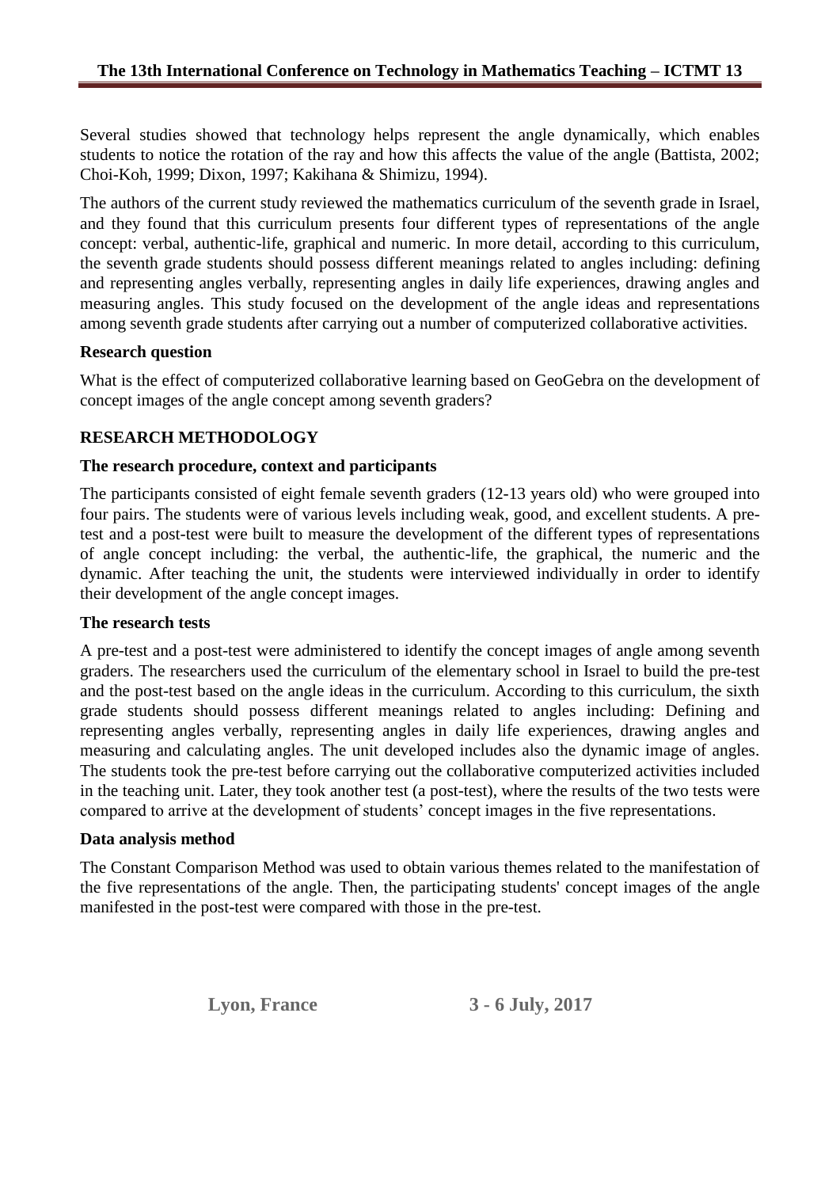Several studies showed that technology helps represent the angle dynamically, which enables students to notice the rotation of the ray and how this affects the value of the angle (Battista, 2002; Choi-Koh, 1999; Dixon, 1997; Kakihana & Shimizu, 1994).

The authors of the current study reviewed the mathematics curriculum of the seventh grade in Israel, and they found that this curriculum presents four different types of representations of the angle concept: verbal, authentic-life, graphical and numeric. In more detail, according to this curriculum, the seventh grade students should possess different meanings related to angles including: defining and representing angles verbally, representing angles in daily life experiences, drawing angles and measuring angles. This study focused on the development of the angle ideas and representations among seventh grade students after carrying out a number of computerized collaborative activities.

### Research question

What is the effect of computerized collaborative learning based on GeoGebra on the development of concept images of the angle concept among seventh graders?

## RESEARCH METHODOLOGY

### The research procedure, context and participants

The participants consisted of eight female seventh graders (12-13 years old) who were grouped into four pairs. The students were of various levels including weak, good, and excellent students. A pre-test and a post-test were built to measure the development of the different types of representations of angle concept including: the verbal, the authentic-life, the graphical, the numeric and the dynamic. After teaching the unit, the students were interviewed individually in order to identify their development of the angle concept images.

### The research tests

A pre-test and a post-test were administered to identify the concept images of angle among seventh graders. The researchers used the curriculum of the elementary school in Israel to build the pre-test and the post-test based on the angle ideas in the curriculum. According to this curriculum, the sixth grade students should possess different meanings related to angles including: Defining and representing angles verbally, representing angles in daily life experiences, drawing angles and measuring and calculating angles. The unit developed includes also the dynamic image of angles. The students took the pre-test before carrying out the collaborative computerized activities included in the teaching unit. Later, they took another test (a post-test), where the results of the two tests were compared to arrive at the development of students' concept images in the five representations.

### Data analysis method

The Constant Comparison Method was used to obtain various themes related to the manifestation of the five representations of the angle. Then, the participating students' concept images of the angle manifested in the post-test were compared with those in the pre-test.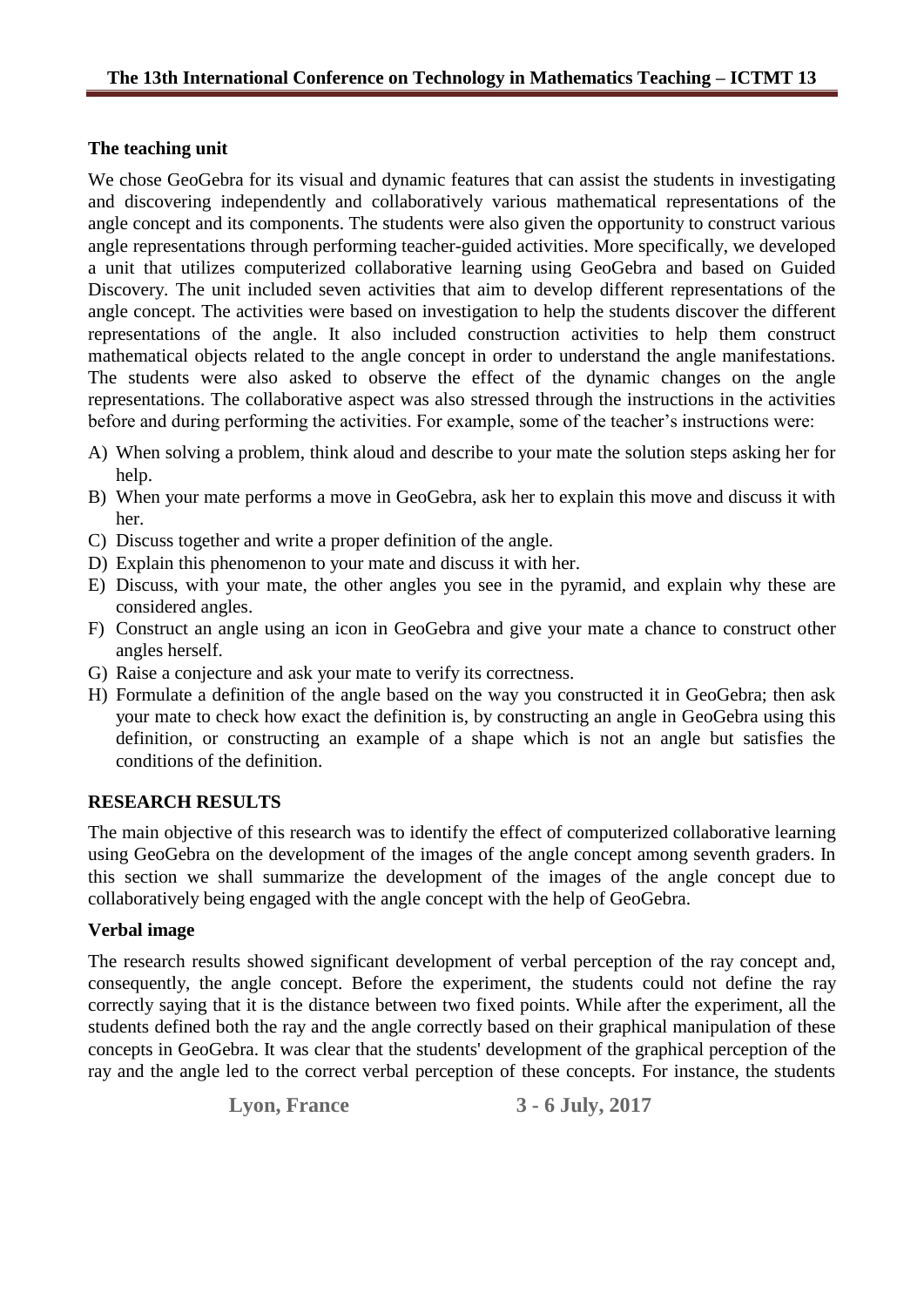### The teaching unit

We chose GeoGebra for its visual and dynamic features that can assist the students in investigating and discovering independently and collaboratively various mathematical representations of the angle concept and its components. The students were also given the opportunity to construct various angle representations through performing teacher-guided activities. More specifically, we developed a unit that utilizes computerized collaborative learning using GeoGebra and based on Guided Discovery. The unit included seven activities that aim to develop different representations of the angle concept. The activities were based on investigation to help the students discover the different representations of the angle. It also included construction activities to help them construct mathematical objects related to the angle concept in order to understand the angle manifestations. The students were also asked to observe the effect of the dynamic changes on the angle representations. The collaborative aspect was also stressed through the instructions in the activities before and during performing the activities. For example, some of the teacher's instructions were:

A) When solving a problem, think aloud and describe to your mate the solution steps asking her for help.
B) When your mate performs a move in GeoGebra, ask her to explain this move and discuss it with her.
C) Discuss together and write a proper definition of the angle.
D) Explain this phenomenon to your mate and discuss it with her.
E) Discuss, with your mate, the other angles you see in the pyramid, and explain why these are considered angles.
F) Construct an angle using an icon in GeoGebra and give your mate a chance to construct other angles herself.
G) Raise a conjecture and ask your mate to verify its correctness.
H) Formulate a definition of the angle based on the way you constructed it in GeoGebra; then ask your mate to check how exact the definition is, by constructing an angle in GeoGebra using this definition, or constructing an example of a shape which is not an angle but satisfies the conditions of the definition.

## RESEARCH RESULTS

The main objective of this research was to identify the effect of computerized collaborative learning using GeoGebra on the development of the images of the angle concept among seventh graders. In this section we shall summarize the development of the images of the angle concept due to collaboratively being engaged with the angle concept with the help of GeoGebra.

### Verbal image

The research results showed significant development of verbal perception of the ray concept and, consequently, the angle concept. Before the experiment, the students could not define the ray correctly saying that it is the distance between two fixed points. While after the experiment, all the students defined both the ray and the angle correctly based on their graphical manipulation of these concepts in GeoGebra. It was clear that the students' development of the graphical perception of the ray and the angle led to the correct verbal perception of these concepts. For instance, the students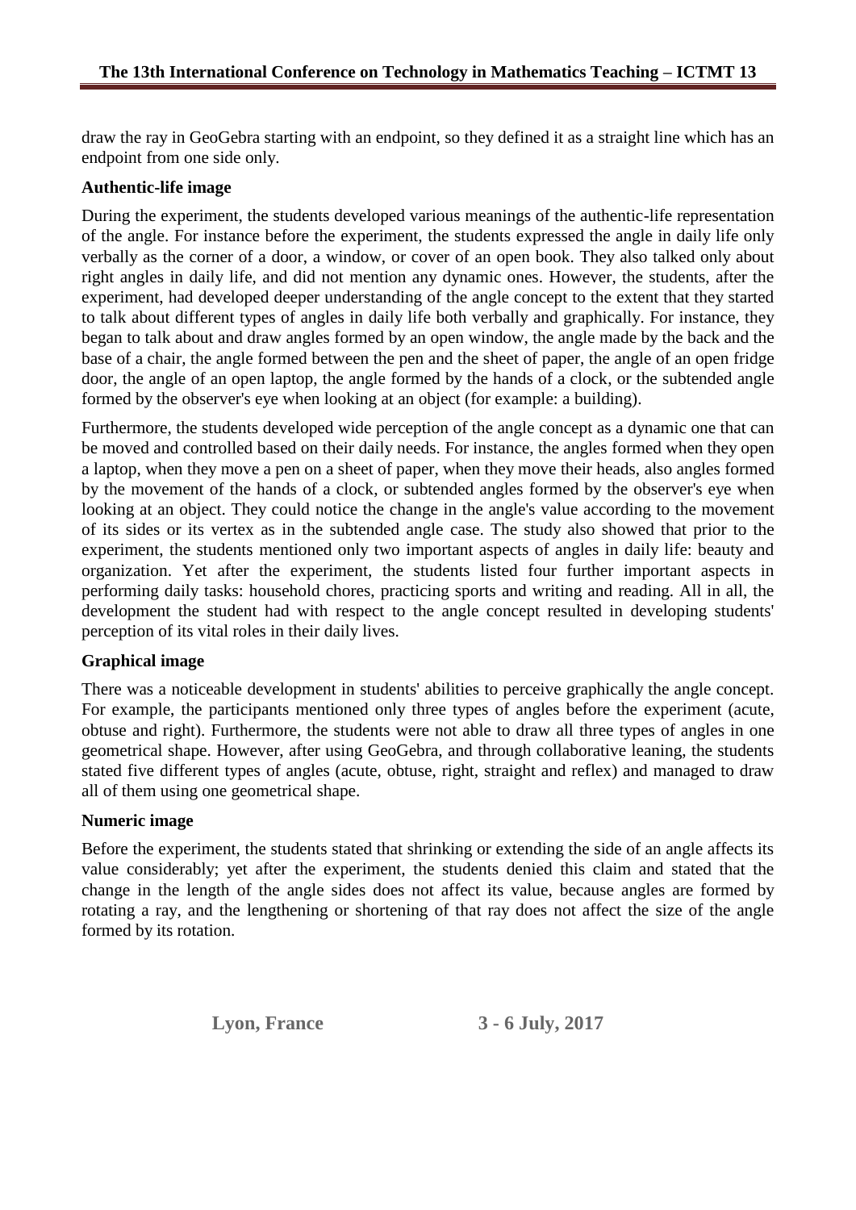draw the ray in GeoGebra starting with an endpoint, so they defined it as a straight line which has an endpoint from one side only.

**Authentic-life image**

During the experiment, the students developed various meanings of the authentic-life representation of the angle. For instance before the experiment, the students expressed the angle in daily life only verbally as the corner of a door, a window, or cover of an open book. They also talked only about right angles in daily life, and did not mention any dynamic ones. However, the students, after the experiment, had developed deeper understanding of the angle concept to the extent that they started to talk about different types of angles in daily life both verbally and graphically. For instance, they began to talk about and draw angles formed by an open window, the angle made by the back and the base of a chair, the angle formed between the pen and the sheet of paper, the angle of an open fridge door, the angle of an open laptop, the angle formed by the hands of a clock, or the subtended angle formed by the observer's eye when looking at an object (for example: a building).

Furthermore, the students developed wide perception of the angle concept as a dynamic one that can be moved and controlled based on their daily needs. For instance, the angles formed when they open a laptop, when they move a pen on a sheet of paper, when they move their heads, also angles formed by the movement of the hands of a clock, or subtended angles formed by the observer's eye when looking at an object. They could notice the change in the angle's value according to the movement of its sides or its vertex as in the subtended angle case. The study also showed that prior to the experiment, the students mentioned only two important aspects of angles in daily life: beauty and organization. Yet after the experiment, the students listed four further important aspects in performing daily tasks: household chores, practicing sports and writing and reading. All in all, the development the student had with respect to the angle concept resulted in developing students' perception of its vital roles in their daily lives.

**Graphical image**

There was a noticeable development in students' abilities to perceive graphically the angle concept. For example, the participants mentioned only three types of angles before the experiment (acute, obtuse and right). Furthermore, the students were not able to draw all three types of angles in one geometrical shape. However, after using GeoGebra, and through collaborative leaning, the students stated five different types of angles (acute, obtuse, right, straight and reflex) and managed to draw all of them using one geometrical shape.

**Numeric image**

Before the experiment, the students stated that shrinking or extending the side of an angle affects its value considerably; yet after the experiment, the students denied this claim and stated that the change in the length of the angle sides does not affect its value, because angles are formed by rotating a ray, and the lengthening or shortening of that ray does not affect the size of the angle formed by its rotation.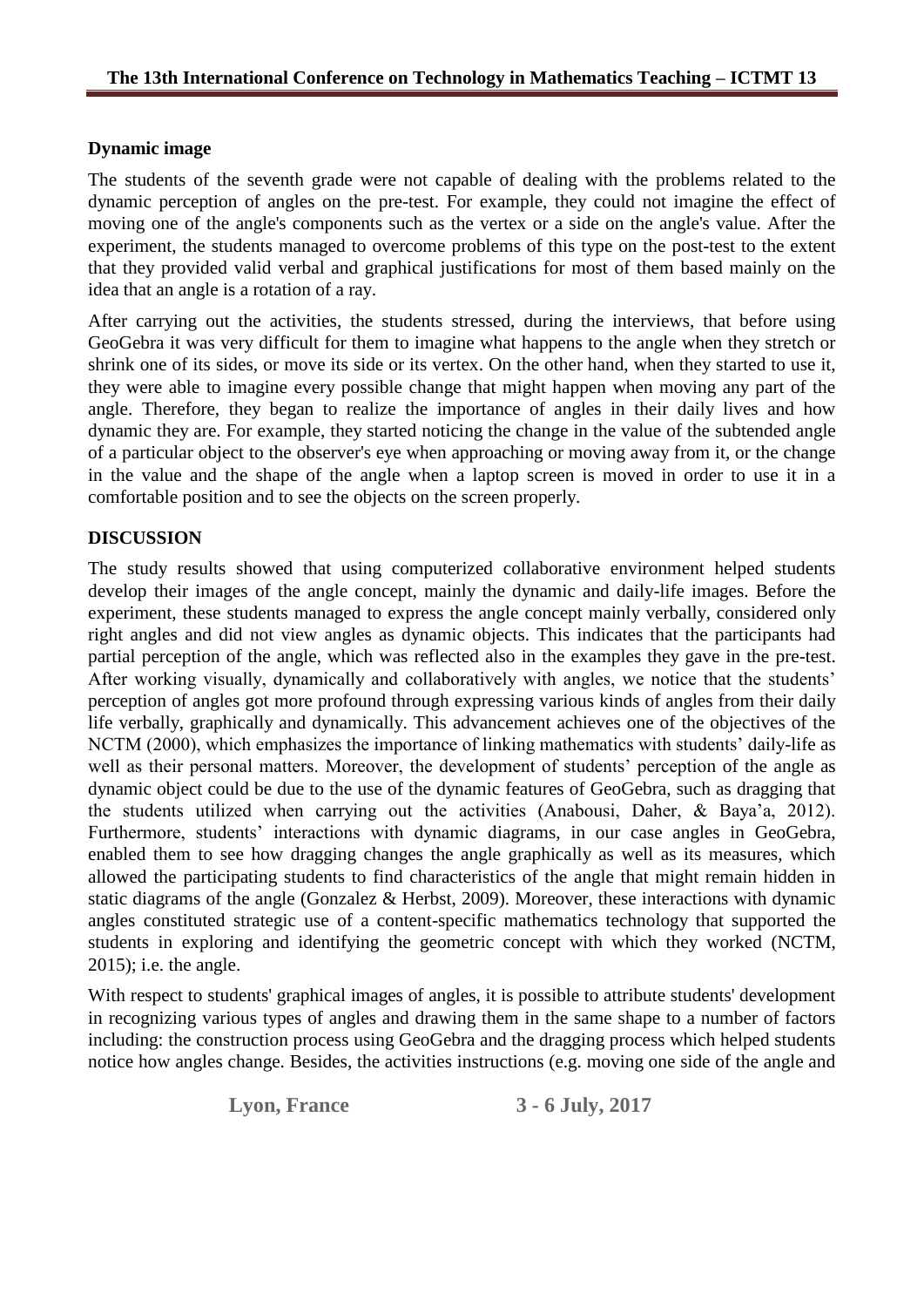**Dynamic image**

The students of the seventh grade were not capable of dealing with the problems related to the dynamic perception of angles on the pre-test. For example, they could not imagine the effect of moving one of the angle's components such as the vertex or a side on the angle's value. After the experiment, the students managed to overcome problems of this type on the post-test to the extent that they provided valid verbal and graphical justifications for most of them based mainly on the idea that an angle is a rotation of a ray.

After carrying out the activities, the students stressed, during the interviews, that before using GeoGebra it was very difficult for them to imagine what happens to the angle when they stretch or shrink one of its sides, or move its side or its vertex. On the other hand, when they started to use it, they were able to imagine every possible change that might happen when moving any part of the angle. Therefore, they began to realize the importance of angles in their daily lives and how dynamic they are. For example, they started noticing the change in the value of the subtended angle of a particular object to the observer's eye when approaching or moving away from it, or the change in the value and the shape of the angle when a laptop screen is moved in order to use it in a comfortable position and to see the objects on the screen properly.

## DISCUSSION

The study results showed that using computerized collaborative environment helped students develop their images of the angle concept, mainly the dynamic and daily-life images. Before the experiment, these students managed to express the angle concept mainly verbally, considered only right angles and did not view angles as dynamic objects. This indicates that the participants had partial perception of the angle, which was reflected also in the examples they gave in the pre-test. After working visually, dynamically and collaboratively with angles, we notice that the students' perception of angles got more profound through expressing various kinds of angles from their daily life verbally, graphically and dynamically. This advancement achieves one of the objectives of the NCTM (2000), which emphasizes the importance of linking mathematics with students' daily-life as well as their personal matters. Moreover, the development of students' perception of the angle as dynamic object could be due to the use of the dynamic features of GeoGebra, such as dragging that the students utilized when carrying out the activities (Anabousi, Daher, & Baya'a, 2012). Furthermore, students' interactions with dynamic diagrams, in our case angles in GeoGebra, enabled them to see how dragging changes the angle graphically as well as its measures, which allowed the participating students to find characteristics of the angle that might remain hidden in static diagrams of the angle (Gonzalez & Herbst, 2009). Moreover, these interactions with dynamic angles constituted strategic use of a content-specific mathematics technology that supported the students in exploring and identifying the geometric concept with which they worked (NCTM, 2015); i.e. the angle.

With respect to students' graphical images of angles, it is possible to attribute students' development in recognizing various types of angles and drawing them in the same shape to a number of factors including: the construction process using GeoGebra and the dragging process which helped students notice how angles change. Besides, the activities instructions (e.g. moving one side of the angle and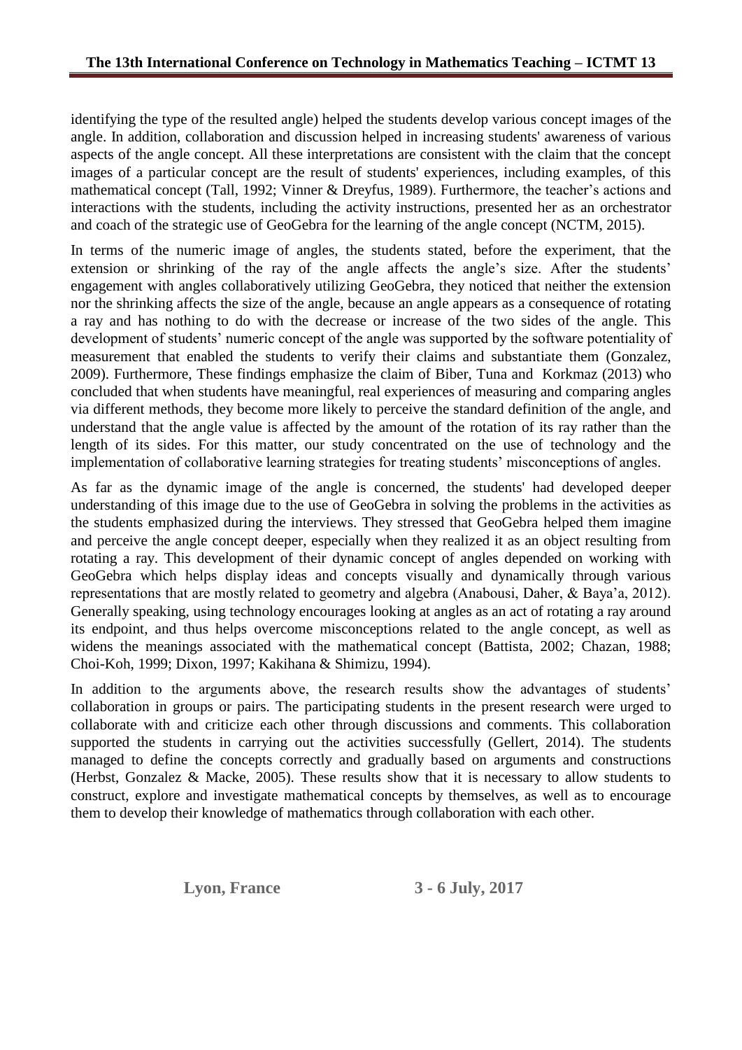identifying the type of the resulted angle) helped the students develop various concept images of the angle. In addition, collaboration and discussion helped in increasing students' awareness of various aspects of the angle concept. All these interpretations are consistent with the claim that the concept images of a particular concept are the result of students' experiences, including examples, of this mathematical concept (Tall, 1992; Vinner & Dreyfus, 1989). Furthermore, the teacher's actions and interactions with the students, including the activity instructions, presented her as an orchestrator and coach of the strategic use of GeoGebra for the learning of the angle concept (NCTM, 2015).

In terms of the numeric image of angles, the students stated, before the experiment, that the extension or shrinking of the ray of the angle affects the angle's size. After the students' engagement with angles collaboratively utilizing GeoGebra, they noticed that neither the extension nor the shrinking affects the size of the angle, because an angle appears as a consequence of rotating a ray and has nothing to do with the decrease or increase of the two sides of the angle. This development of students' numeric concept of the angle was supported by the software potentiality of measurement that enabled the students to verify their claims and substantiate them (Gonzalez, 2009). Furthermore, These findings emphasize the claim of Biber, Tuna and Korkmaz (2013) who concluded that when students have meaningful, real experiences of measuring and comparing angles via different methods, they become more likely to perceive the standard definition of the angle, and understand that the angle value is affected by the amount of the rotation of its ray rather than the length of its sides. For this matter, our study concentrated on the use of technology and the implementation of collaborative learning strategies for treating students' misconceptions of angles.

As far as the dynamic image of the angle is concerned, the students' had developed deeper understanding of this image due to the use of GeoGebra in solving the problems in the activities as the students emphasized during the interviews. They stressed that GeoGebra helped them imagine and perceive the angle concept deeper, especially when they realized it as an object resulting from rotating a ray. This development of their dynamic concept of angles depended on working with GeoGebra which helps display ideas and concepts visually and dynamically through various representations that are mostly related to geometry and algebra (Anabousi, Daher, & Baya'a, 2012). Generally speaking, using technology encourages looking at angles as an act of rotating a ray around its endpoint, and thus helps overcome misconceptions related to the angle concept, as well as widens the meanings associated with the mathematical concept (Battista, 2002; Chazan, 1988; Choi-Koh, 1999; Dixon, 1997; Kakihana & Shimizu, 1994).

In addition to the arguments above, the research results show the advantages of students' collaboration in groups or pairs. The participating students in the present research were urged to collaborate with and criticize each other through discussions and comments. This collaboration supported the students in carrying out the activities successfully (Gellert, 2014). The students managed to define the concepts correctly and gradually based on arguments and constructions (Herbst, Gonzalez & Macke, 2005). These results show that it is necessary to allow students to construct, explore and investigate mathematical concepts by themselves, as well as to encourage them to develop their knowledge of mathematics through collaboration with each other.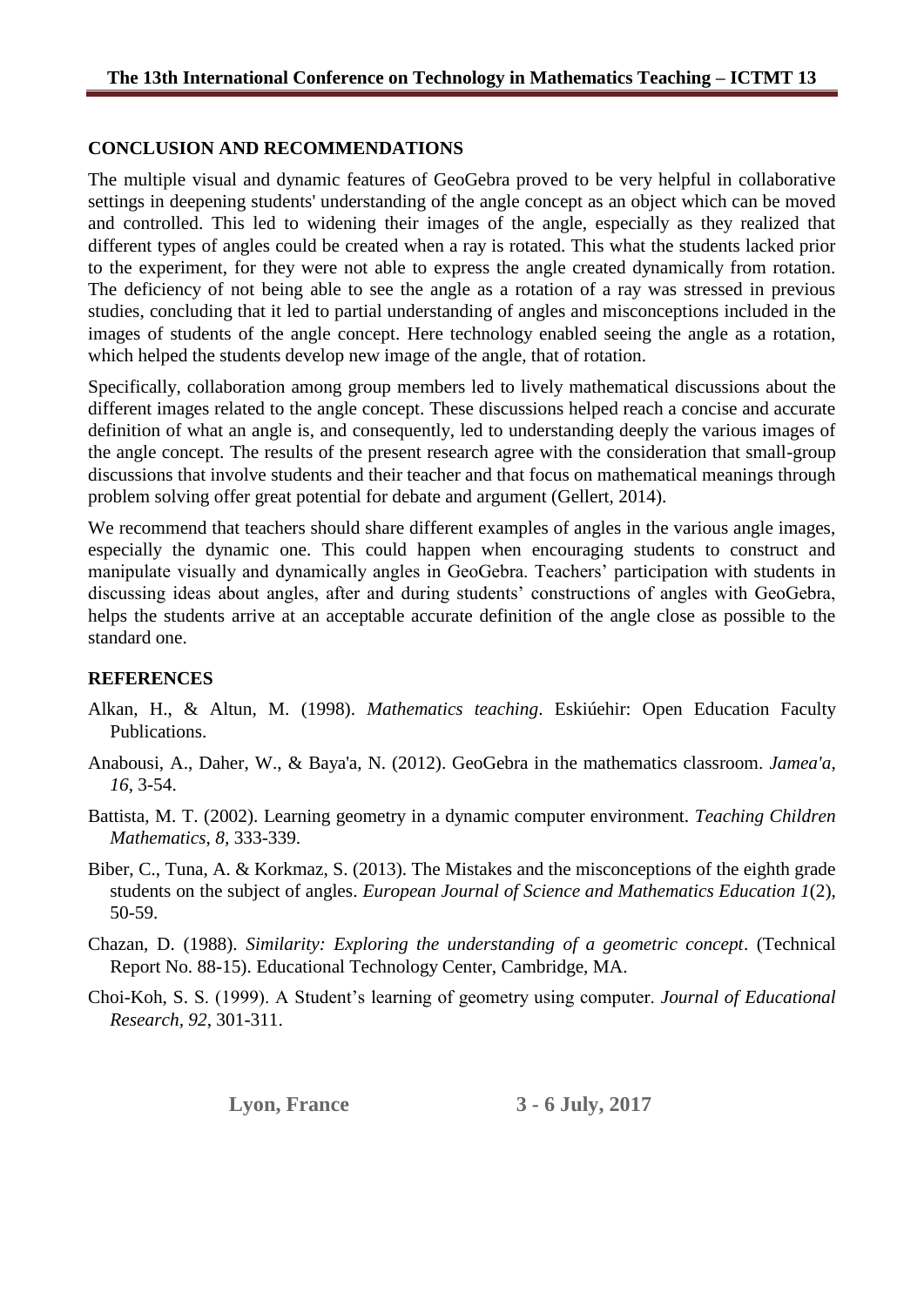## CONCLUSION AND RECOMMENDATIONS

The multiple visual and dynamic features of GeoGebra proved to be very helpful in collaborative settings in deepening students' understanding of the angle concept as an object which can be moved and controlled. This led to widening their images of the angle, especially as they realized that different types of angles could be created when a ray is rotated. This what the students lacked prior to the experiment, for they were not able to express the angle created dynamically from rotation. The deficiency of not being able to see the angle as a rotation of a ray was stressed in previous studies, concluding that it led to partial understanding of angles and misconceptions included in the images of students of the angle concept. Here technology enabled seeing the angle as a rotation, which helped the students develop new image of the angle, that of rotation.

Specifically, collaboration among group members led to lively mathematical discussions about the different images related to the angle concept. These discussions helped reach a concise and accurate definition of what an angle is, and consequently, led to understanding deeply the various images of the angle concept. The results of the present research agree with the consideration that small-group discussions that involve students and their teacher and that focus on mathematical meanings through problem solving offer great potential for debate and argument (Gellert, 2014).

We recommend that teachers should share different examples of angles in the various angle images, especially the dynamic one. This could happen when encouraging students to construct and manipulate visually and dynamically angles in GeoGebra. Teachers' participation with students in discussing ideas about angles, after and during students' constructions of angles with GeoGebra, helps the students arrive at an acceptable accurate definition of the angle close as possible to the standard one.

## REFERENCES

Alkan, H., & Altun, M. (1998). *Mathematics teaching*. Eskiúehir: Open Education Faculty Publications.

Anabousi, A., Daher, W., & Baya'a, N. (2012). GeoGebra in the mathematics classroom. *Jamea'a*, *16*, 3-54.

Battista, M. T. (2002). Learning geometry in a dynamic computer environment. *Teaching Children Mathematics*, *8*, 333-339.

Biber, C., Tuna, A. & Korkmaz, S. (2013). The Mistakes and the misconceptions of the eighth grade students on the subject of angles. *European Journal of Science and Mathematics Education 1*(2), 50-59.

Chazan, D. (1988). *Similarity: Exploring the understanding of a geometric concept*. (Technical Report No. 88-15). Educational Technology Center, Cambridge, MA.

Choi-Koh, S. S. (1999). A Student's learning of geometry using computer. *Journal of Educational Research*, *92*, 301-311.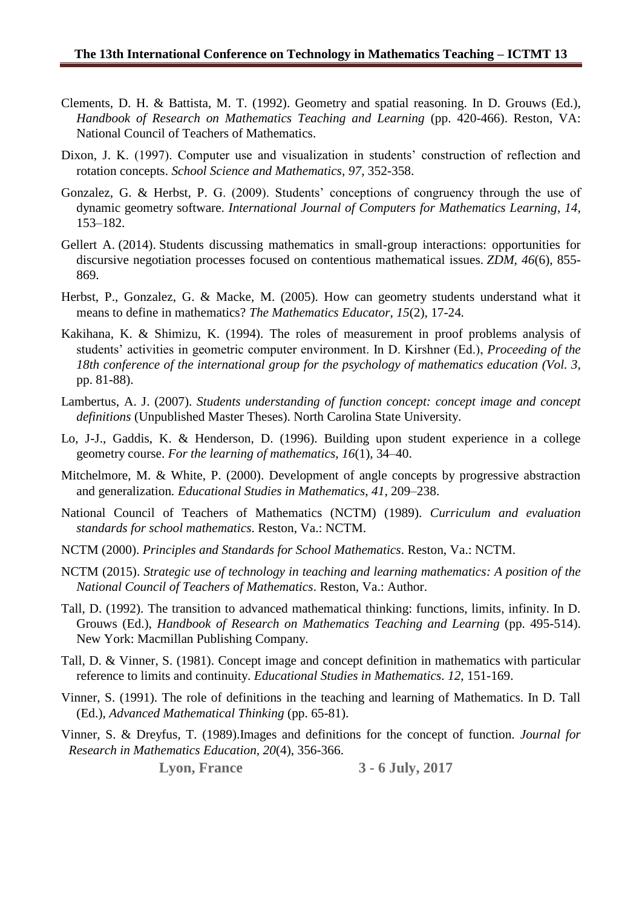Clements, D. H. & Battista, M. T. (1992). Geometry and spatial reasoning. In D. Grouws (Ed.), *Handbook of Research on Mathematics Teaching and Learning* (pp. 420-466). Reston, VA: National Council of Teachers of Mathematics.

Dixon, J. K. (1997). Computer use and visualization in students' construction of reflection and rotation concepts. *School Science and Mathematics, 97*, 352-358.

Gonzalez, G. & Herbst, P. G. (2009). Students' conceptions of congruency through the use of dynamic geometry software. *International Journal of Computers for Mathematics Learning*, *14*, 153–182.

Gellert A. (2014). Students discussing mathematics in small-group interactions: opportunities for discursive negotiation processes focused on contentious mathematical issues. *ZDM, 46*(6), 855-869.

Herbst, P., Gonzalez, G. & Macke, M. (2005). How can geometry students understand what it means to define in mathematics? *The Mathematics Educator*, *15*(2), 17-24*.*

Kakihana, K. & Shimizu, K. (1994). The roles of measurement in proof problems analysis of students' activities in geometric computer environment. In D. Kirshner (Ed.), *Proceeding of the 18th conference of the international group for the psychology of mathematics education (Vol. 3*, pp. 81-88).

Lambertus, A. J. (2007). *Students understanding of function concept: concept image and concept definitions* (Unpublished Master Theses). North Carolina State University.

Lo, J-J., Gaddis, K. & Henderson, D. (1996). Building upon student experience in a college geometry course. *For the learning of mathematics*, *16*(1), 34–40.

Mitchelmore, M. & White, P. (2000). Development of angle concepts by progressive abstraction and generalization*. Educational Studies in Mathematics*, *41*, 209–238.

National Council of Teachers of Mathematics (NCTM) (1989). *Curriculum and evaluation standards for school mathematics*. Reston, Va.: NCTM.

NCTM (2000). *Principles and Standards for School Mathematics*. Reston, Va.: NCTM.

NCTM (2015). *Strategic use of technology in teaching and learning mathematics: A position of the National Council of Teachers of Mathematics*. Reston, Va.: Author.

Tall, D. (1992). The transition to advanced mathematical thinking: functions, limits, infinity. In D. Grouws (Ed.), *Handbook of Research on Mathematics Teaching and Learning* (pp. 495-514). New York: Macmillan Publishing Company.

Tall, D. & Vinner, S. (1981). Concept image and concept definition in mathematics with particular reference to limits and continuity. *Educational Studies in Mathematics*. *12*, 151-169.

Vinner, S. (1991). The role of definitions in the teaching and learning of Mathematics. In D. Tall (Ed.), *Advanced Mathematical Thinking* (pp. 65-81).

Vinner, S. & Dreyfus, T. (1989).Images and definitions for the concept of function. *Journal for Research in Mathematics Education, 20*(4), 356-366.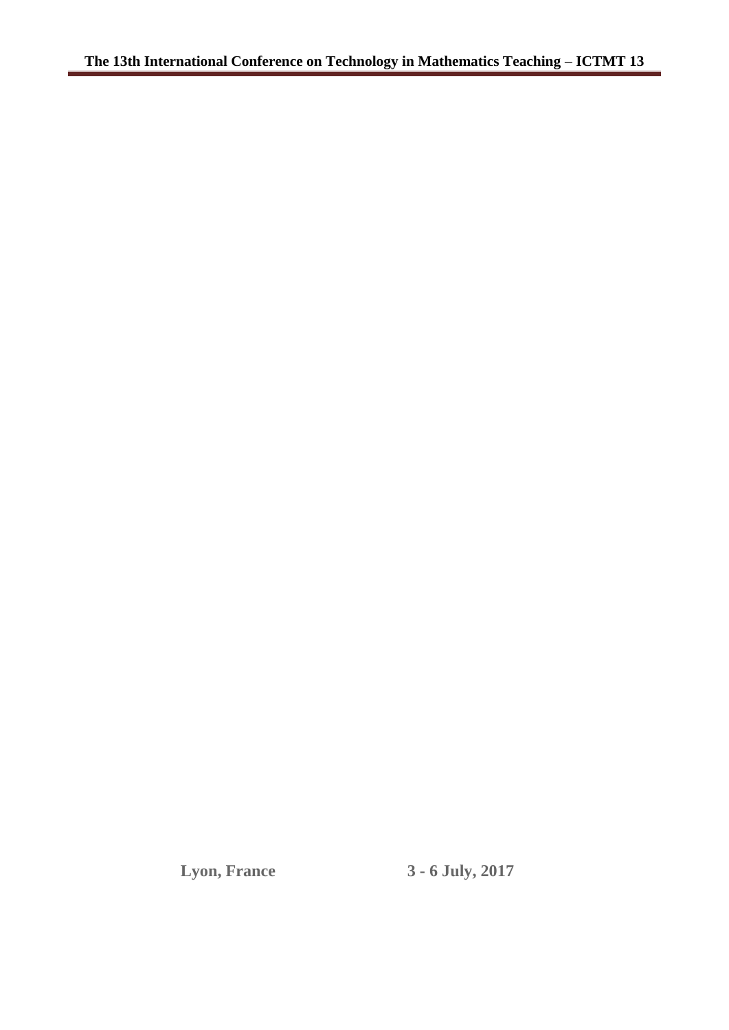**Lyon, France 3 - 6 July, 2017**